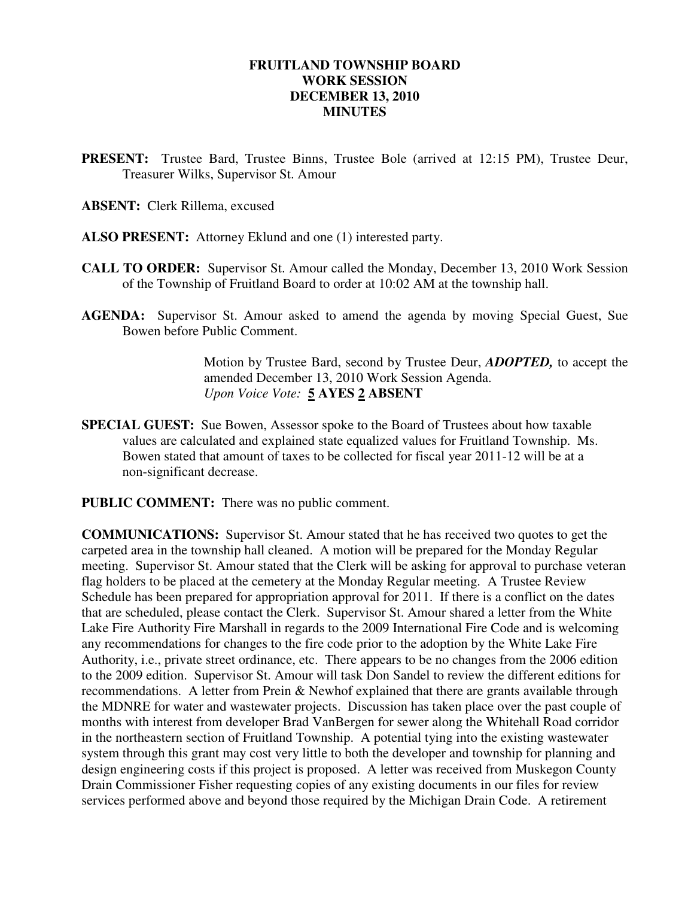**FRUITLAND TOWNSHIP BOARD**
**WORK SESSION**
**DECEMBER 13, 2010**
**MINUTES**

**PRESENT:** Trustee Bard, Trustee Binns, Trustee Bole (arrived at 12:15 PM), Trustee Deur, Treasurer Wilks, Supervisor St. Amour

**ABSENT:** Clerk Rillema, excused

**ALSO PRESENT:** Attorney Eklund and one (1) interested party.

**CALL TO ORDER:** Supervisor St. Amour called the Monday, December 13, 2010 Work Session of the Township of Fruitland Board to order at 10:02 AM at the township hall.

**AGENDA:** Supervisor St. Amour asked to amend the agenda by moving Special Guest, Sue Bowen before Public Comment.

> Motion by Trustee Bard, second by Trustee Deur, ***ADOPTED,*** to accept the amended December 13, 2010 Work Session Agenda.
> *Upon Voice Vote:* **5 AYES 2 ABSENT**

**SPECIAL GUEST:** Sue Bowen, Assessor spoke to the Board of Trustees about how taxable values are calculated and explained state equalized values for Fruitland Township. Ms. Bowen stated that amount of taxes to be collected for fiscal year 2011-12 will be at a non-significant decrease.

**PUBLIC COMMENT:** There was no public comment.

**COMMUNICATIONS:** Supervisor St. Amour stated that he has received two quotes to get the carpeted area in the township hall cleaned. A motion will be prepared for the Monday Regular meeting. Supervisor St. Amour stated that the Clerk will be asking for approval to purchase veteran flag holders to be placed at the cemetery at the Monday Regular meeting. A Trustee Review Schedule has been prepared for appropriation approval for 2011. If there is a conflict on the dates that are scheduled, please contact the Clerk. Supervisor St. Amour shared a letter from the White Lake Fire Authority Fire Marshall in regards to the 2009 International Fire Code and is welcoming any recommendations for changes to the fire code prior to the adoption by the White Lake Fire Authority, i.e., private street ordinance, etc. There appears to be no changes from the 2006 edition to the 2009 edition. Supervisor St. Amour will task Don Sandel to review the different editions for recommendations. A letter from Prein & Newhof explained that there are grants available through the MDNRE for water and wastewater projects. Discussion has taken place over the past couple of months with interest from developer Brad VanBergen for sewer along the Whitehall Road corridor in the northeastern section of Fruitland Township. A potential tying into the existing wastewater system through this grant may cost very little to both the developer and township for planning and design engineering costs if this project is proposed. A letter was received from Muskegon County Drain Commissioner Fisher requesting copies of any existing documents in our files for review services performed above and beyond those required by the Michigan Drain Code. A retirement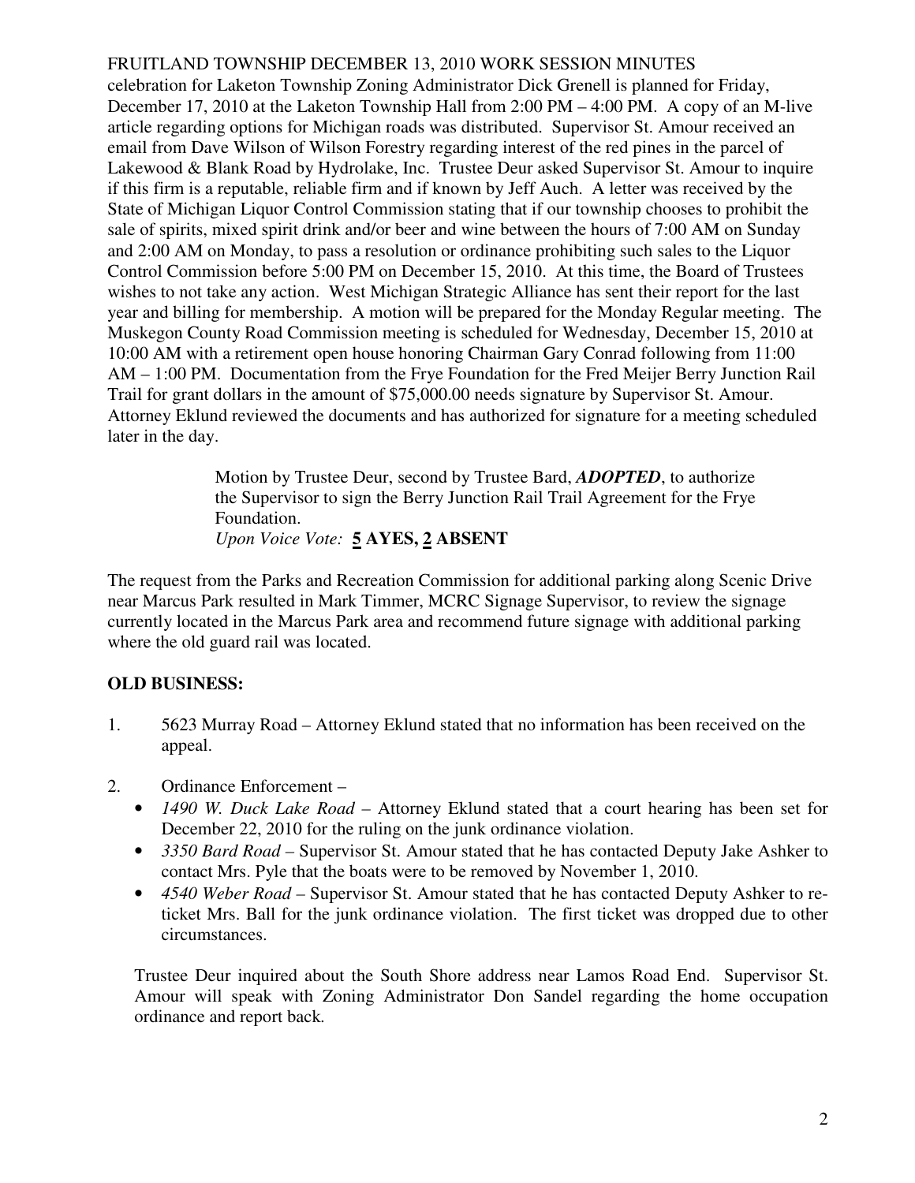celebration for Laketon Township Zoning Administrator Dick Grenell is planned for Friday, December 17, 2010 at the Laketon Township Hall from 2:00 PM – 4:00 PM. A copy of an M-live article regarding options for Michigan roads was distributed. Supervisor St. Amour received an email from Dave Wilson of Wilson Forestry regarding interest of the red pines in the parcel of Lakewood & Blank Road by Hydrolake, Inc. Trustee Deur asked Supervisor St. Amour to inquire if this firm is a reputable, reliable firm and if known by Jeff Auch. A letter was received by the State of Michigan Liquor Control Commission stating that if our township chooses to prohibit the sale of spirits, mixed spirit drink and/or beer and wine between the hours of 7:00 AM on Sunday and 2:00 AM on Monday, to pass a resolution or ordinance prohibiting such sales to the Liquor Control Commission before 5:00 PM on December 15, 2010. At this time, the Board of Trustees wishes to not take any action. West Michigan Strategic Alliance has sent their report for the last year and billing for membership. A motion will be prepared for the Monday Regular meeting. The Muskegon County Road Commission meeting is scheduled for Wednesday, December 15, 2010 at 10:00 AM with a retirement open house honoring Chairman Gary Conrad following from 11:00 AM – 1:00 PM. Documentation from the Frye Foundation for the Fred Meijer Berry Junction Rail Trail for grant dollars in the amount of $75,000.00 needs signature by Supervisor St. Amour. Attorney Eklund reviewed the documents and has authorized for signature for a meeting scheduled later in the day.

> Motion by Trustee Deur, second by Trustee Bard, ***ADOPTED***, to authorize the Supervisor to sign the Berry Junction Rail Trail Agreement for the Frye Foundation.
> *Upon Voice Vote:* **5 AYES, 2 ABSENT**

The request from the Parks and Recreation Commission for additional parking along Scenic Drive near Marcus Park resulted in Mark Timmer, MCRC Signage Supervisor, to review the signage currently located in the Marcus Park area and recommend future signage with additional parking where the old guard rail was located.

**OLD BUSINESS:**

1. 5623 Murray Road – Attorney Eklund stated that no information has been received on the appeal.

2. Ordinance Enforcement –
   - *1490 W. Duck Lake Road* – Attorney Eklund stated that a court hearing has been set for December 22, 2010 for the ruling on the junk ordinance violation.
   - *3350 Bard Road* – Supervisor St. Amour stated that he has contacted Deputy Jake Ashker to contact Mrs. Pyle that the boats were to be removed by November 1, 2010.
   - *4540 Weber Road* – Supervisor St. Amour stated that he has contacted Deputy Ashker to re-ticket Mrs. Ball for the junk ordinance violation. The first ticket was dropped due to other circumstances.

   Trustee Deur inquired about the South Shore address near Lamos Road End. Supervisor St. Amour will speak with Zoning Administrator Don Sandel regarding the home occupation ordinance and report back.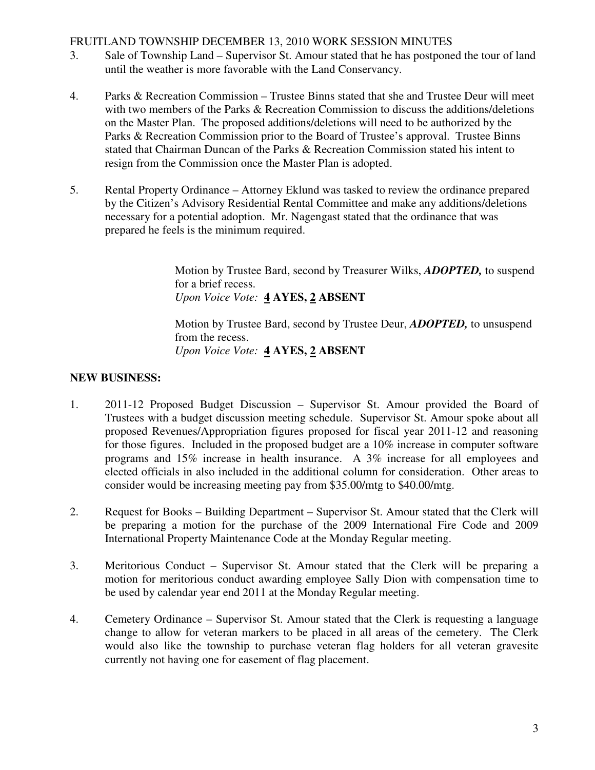3. Sale of Township Land – Supervisor St. Amour stated that he has postponed the tour of land until the weather is more favorable with the Land Conservancy.

4. Parks & Recreation Commission – Trustee Binns stated that she and Trustee Deur will meet with two members of the Parks & Recreation Commission to discuss the additions/deletions on the Master Plan. The proposed additions/deletions will need to be authorized by the Parks & Recreation Commission prior to the Board of Trustee's approval. Trustee Binns stated that Chairman Duncan of the Parks & Recreation Commission stated his intent to resign from the Commission once the Master Plan is adopted.

5. Rental Property Ordinance – Attorney Eklund was tasked to review the ordinance prepared by the Citizen's Advisory Residential Rental Committee and make any additions/deletions necessary for a potential adoption. Mr. Nagengast stated that the ordinance that was prepared he feels is the minimum required.

> Motion by Trustee Bard, second by Treasurer Wilks, ***ADOPTED,*** to suspend for a brief recess.
> *Upon Voice Vote:* **4 AYES, 2 ABSENT**
>
> Motion by Trustee Bard, second by Trustee Deur, ***ADOPTED,*** to unsuspend from the recess.
> *Upon Voice Vote:* **4 AYES, 2 ABSENT**

## NEW BUSINESS:

1. 2011-12 Proposed Budget Discussion – Supervisor St. Amour provided the Board of Trustees with a budget discussion meeting schedule. Supervisor St. Amour spoke about all proposed Revenues/Appropriation figures proposed for fiscal year 2011-12 and reasoning for those figures. Included in the proposed budget are a 10% increase in computer software programs and 15% increase in health insurance. A 3% increase for all employees and elected officials in also included in the additional column for consideration. Other areas to consider would be increasing meeting pay from $35.00/mtg to $40.00/mtg.

2. Request for Books – Building Department – Supervisor St. Amour stated that the Clerk will be preparing a motion for the purchase of the 2009 International Fire Code and 2009 International Property Maintenance Code at the Monday Regular meeting.

3. Meritorious Conduct – Supervisor St. Amour stated that the Clerk will be preparing a motion for meritorious conduct awarding employee Sally Dion with compensation time to be used by calendar year end 2011 at the Monday Regular meeting.

4. Cemetery Ordinance – Supervisor St. Amour stated that the Clerk is requesting a language change to allow for veteran markers to be placed in all areas of the cemetery. The Clerk would also like the township to purchase veteran flag holders for all veteran gravesite currently not having one for easement of flag placement.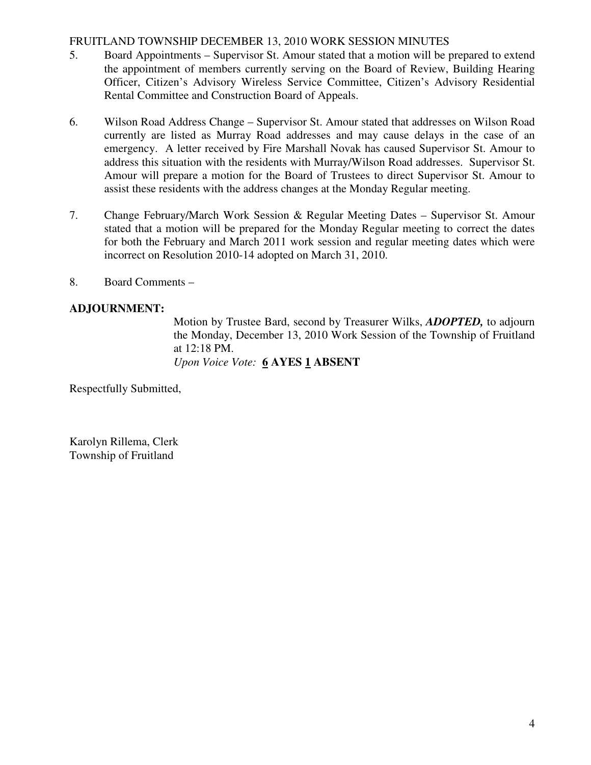5. Board Appointments – Supervisor St. Amour stated that a motion will be prepared to extend the appointment of members currently serving on the Board of Review, Building Hearing Officer, Citizen's Advisory Wireless Service Committee, Citizen's Advisory Residential Rental Committee and Construction Board of Appeals.

6. Wilson Road Address Change – Supervisor St. Amour stated that addresses on Wilson Road currently are listed as Murray Road addresses and may cause delays in the case of an emergency. A letter received by Fire Marshall Novak has caused Supervisor St. Amour to address this situation with the residents with Murray/Wilson Road addresses. Supervisor St. Amour will prepare a motion for the Board of Trustees to direct Supervisor St. Amour to assist these residents with the address changes at the Monday Regular meeting.

7. Change February/March Work Session & Regular Meeting Dates – Supervisor St. Amour stated that a motion will be prepared for the Monday Regular meeting to correct the dates for both the February and March 2011 work session and regular meeting dates which were incorrect on Resolution 2010-14 adopted on March 31, 2010.

8. Board Comments –

**ADJOURNMENT:**

Motion by Trustee Bard, second by Treasurer Wilks, ***ADOPTED,*** to adjourn the Monday, December 13, 2010 Work Session of the Township of Fruitland at 12:18 PM.
*Upon Voice Vote:* **6 AYES 1 ABSENT**

Respectfully Submitted,

Karolyn Rillema, Clerk
Township of Fruitland